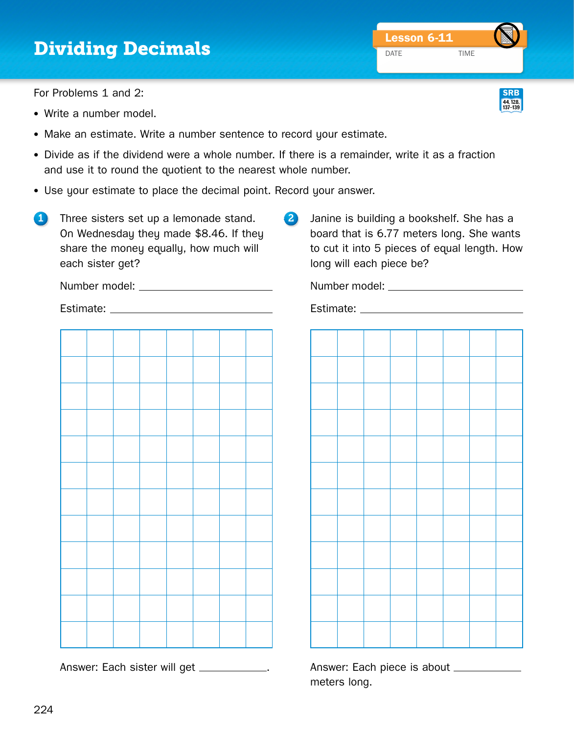# Dividing Decimals

Lesson 6-11

DATE TIME

SRB 44, 128, 137–139

For Problems 1 and 2:

- Write a number model.
- Make an estimate. Write a number sentence to record your estimate.
- Divide as if the dividend were a whole number. If there is a remainder, write it as a fraction and use it to round the quotient to the nearest whole number.
- Use your estimate to place the decimal point. Record your answer.

**1** Three sisters set up a lemonade stand. On Wednesday they made $8.46. If they share the money equally, how much will each sister get?

Number model: ____________________

Estimate: ____________________

Answer: Each sister will get __________.

**2** Janine is building a bookshelf. She has a board that is 6.77 meters long. She wants to cut it into 5 pieces of equal length. How long will each piece be?

Number model: ____________________

Estimate: ____________________

Answer: Each piece is about __________ meters long.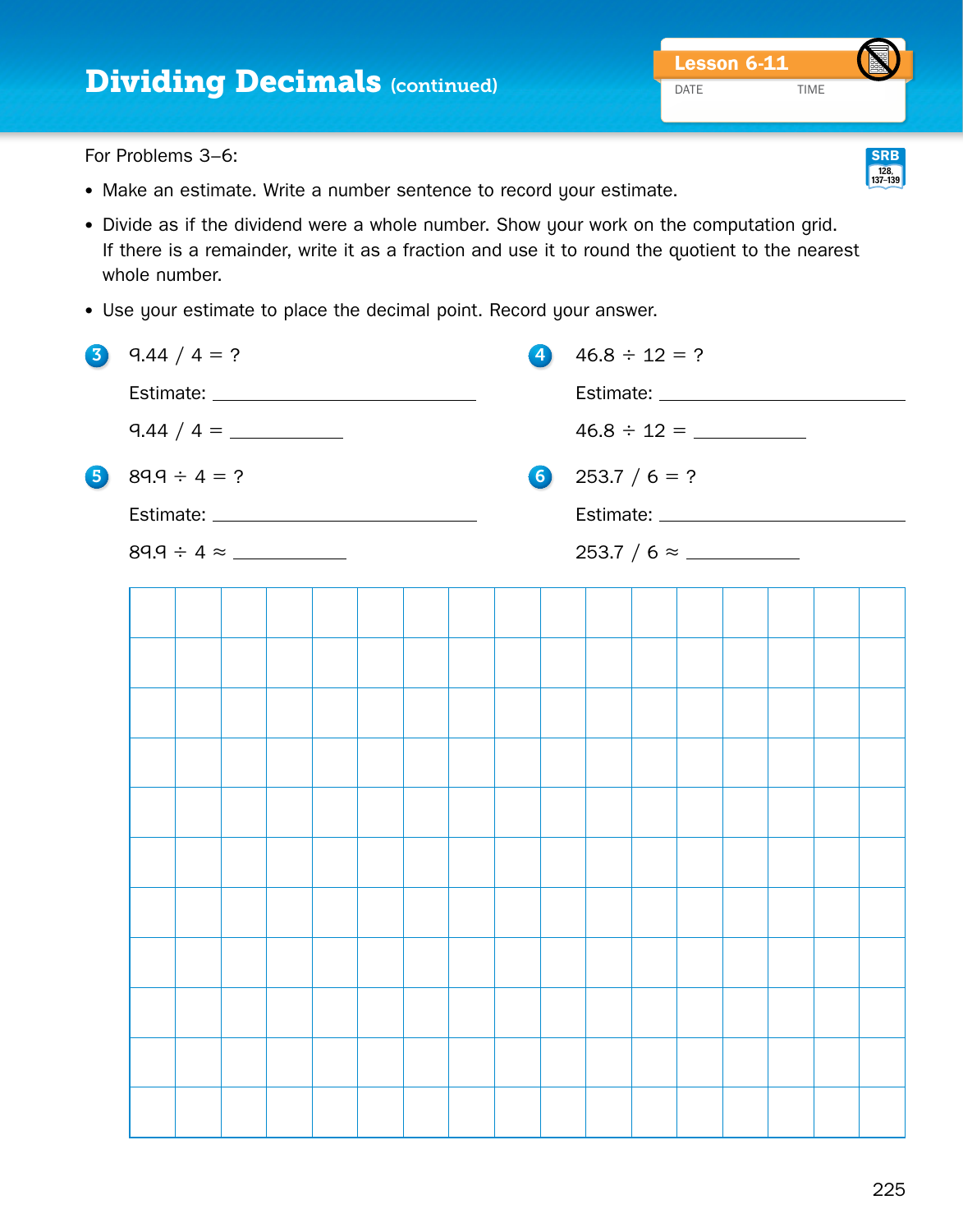# Dividing Decimals (continued)

Lesson 6-11

DATE TIME

SRB 128, 137–139

For Problems 3–6:

- Make an estimate. Write a number sentence to record your estimate.
- Divide as if the dividend were a whole number. Show your work on the computation grid. If there is a remainder, write it as a fraction and use it to round the quotient to the nearest whole number.
- Use your estimate to place the decimal point. Record your answer.

**3** 9.44 / 4 = ?

Estimate: ______________________

9.44 / 4 = __________

**4** 46.8 ÷ 12 = ?

Estimate: ______________________

46.8 ÷ 12 = __________

**5** 89.9 ÷ 4 = ?

Estimate: ______________________

89.9 ÷ 4 ≈ __________

**6** 253.7 / 6 = ?

Estimate: ______________________

253.7 / 6 ≈ __________